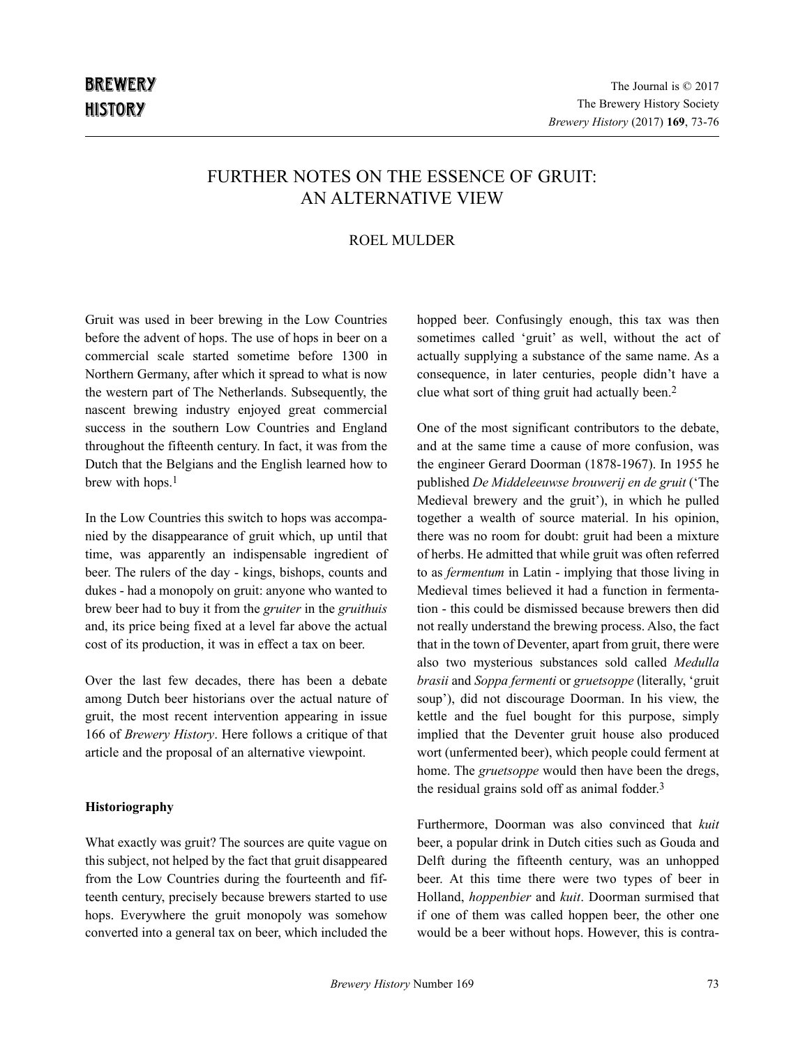# FURTHER NOTES ON THE ESSENCE OF GRUIT: AN ALTERNATIVE VIEW

ROEL MULDER

Gruit was used in beer brewing in the Low Countries before the advent of hops. The use of hops in beer on a commercial scale started sometime before 1300 in Northern Germany, after which it spread to what is now the western part of The Netherlands. Subsequently, the nascent brewing industry enjoyed great commercial success in the southern Low Countries and England throughout the fifteenth century. In fact, it was from the Dutch that the Belgians and the English learned how to brew with hops.[1]

In the Low Countries this switch to hops was accompanied by the disappearance of gruit which, up until that time, was apparently an indispensable ingredient of beer. The rulers of the day - kings, bishops, counts and dukes - had a monopoly on gruit: anyone who wanted to brew beer had to buy it from the *gruiter* in the *gruithuis* and, its price being fixed at a level far above the actual cost of its production, it was in effect a tax on beer.

Over the last few decades, there has been a debate among Dutch beer historians over the actual nature of gruit, the most recent intervention appearing in issue 166 of *Brewery History*. Here follows a critique of that article and the proposal of an alternative viewpoint.

## Historiography

What exactly was gruit? The sources are quite vague on this subject, not helped by the fact that gruit disappeared from the Low Countries during the fourteenth and fifteenth century, precisely because brewers started to use hops. Everywhere the gruit monopoly was somehow converted into a general tax on beer, which included the hopped beer. Confusingly enough, this tax was then sometimes called 'gruit' as well, without the act of actually supplying a substance of the same name. As a consequence, in later centuries, people didn't have a clue what sort of thing gruit had actually been.[2]

One of the most significant contributors to the debate, and at the same time a cause of more confusion, was the engineer Gerard Doorman (1878-1967). In 1955 he published *De Middeleeuwse brouwerij en de gruit* ('The Medieval brewery and the gruit'), in which he pulled together a wealth of source material. In his opinion, there was no room for doubt: gruit had been a mixture of herbs. He admitted that while gruit was often referred to as *fermentum* in Latin - implying that those living in Medieval times believed it had a function in fermentation - this could be dismissed because brewers then did not really understand the brewing process. Also, the fact that in the town of Deventer, apart from gruit, there were also two mysterious substances sold called *Medulla brasii* and *Soppa fermenti* or *gruetsoppe* (literally, 'gruit soup'), did not discourage Doorman. In his view, the kettle and the fuel bought for this purpose, simply implied that the Deventer gruit house also produced wort (unfermented beer), which people could ferment at home. The *gruetsoppe* would then have been the dregs, the residual grains sold off as animal fodder.[3]

Furthermore, Doorman was also convinced that *kuit* beer, a popular drink in Dutch cities such as Gouda and Delft during the fifteenth century, was an unhopped beer. At this time there were two types of beer in Holland, *hoppenbier* and *kuit*. Doorman surmised that if one of them was called hoppen beer, the other one would be a beer without hops. However, this is contra-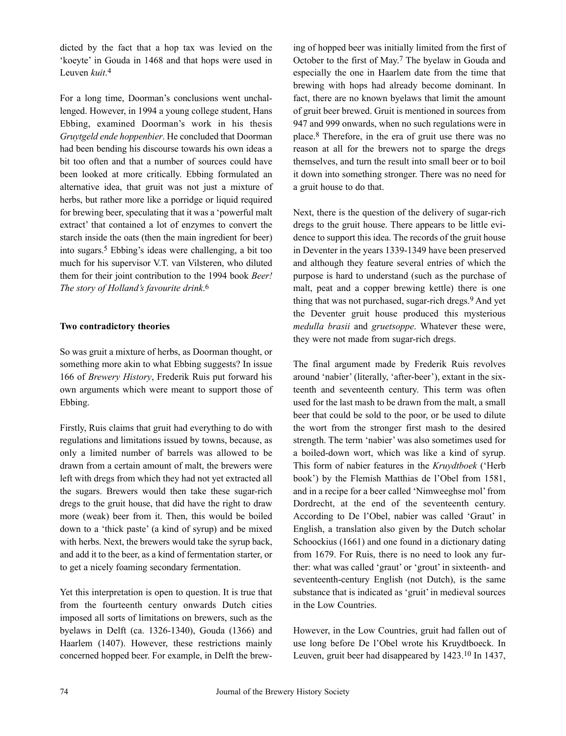dicted by the fact that a hop tax was levied on the 'koeyte' in Gouda in 1468 and that hops were used in Leuven *kuit*.[4]

For a long time, Doorman's conclusions went unchallenged. However, in 1994 a young college student, Hans Ebbing, examined Doorman's work in his thesis *Gruytgeld ende hoppenbier*. He concluded that Doorman had been bending his discourse towards his own ideas a bit too often and that a number of sources could have been looked at more critically. Ebbing formulated an alternative idea, that gruit was not just a mixture of herbs, but rather more like a porridge or liquid required for brewing beer, speculating that it was a 'powerful malt extract' that contained a lot of enzymes to convert the starch inside the oats (then the main ingredient for beer) into sugars.[5] Ebbing's ideas were challenging, a bit too much for his supervisor V.T. van Vilsteren, who diluted them for their joint contribution to the 1994 book *Beer! The story of Holland's favourite drink*.[6]

**Two contradictory theories**

So was gruit a mixture of herbs, as Doorman thought, or something more akin to what Ebbing suggests? In issue 166 of *Brewery History*, Frederik Ruis put forward his own arguments which were meant to support those of Ebbing.

Firstly, Ruis claims that gruit had everything to do with regulations and limitations issued by towns, because, as only a limited number of barrels was allowed to be drawn from a certain amount of malt, the brewers were left with dregs from which they had not yet extracted all the sugars. Brewers would then take these sugar-rich dregs to the gruit house, that did have the right to draw more (weak) beer from it. Then, this would be boiled down to a 'thick paste' (a kind of syrup) and be mixed with herbs. Next, the brewers would take the syrup back, and add it to the beer, as a kind of fermentation starter, or to get a nicely foaming secondary fermentation.

Yet this interpretation is open to question. It is true that from the fourteenth century onwards Dutch cities imposed all sorts of limitations on brewers, such as the byelaws in Delft (ca. 1326-1340), Gouda (1366) and Haarlem (1407). However, these restrictions mainly concerned hopped beer. For example, in Delft the brewing of hopped beer was initially limited from the first of October to the first of May.[7] The byelaw in Gouda and especially the one in Haarlem date from the time that brewing with hops had already become dominant. In fact, there are no known byelaws that limit the amount of gruit beer brewed. Gruit is mentioned in sources from 947 and 999 onwards, when no such regulations were in place.[8] Therefore, in the era of gruit use there was no reason at all for the brewers not to sparge the dregs themselves, and turn the result into small beer or to boil it down into something stronger. There was no need for a gruit house to do that.

Next, there is the question of the delivery of sugar-rich dregs to the gruit house. There appears to be little evidence to support this idea. The records of the gruit house in Deventer in the years 1339-1349 have been preserved and although they feature several entries of which the purpose is hard to understand (such as the purchase of malt, peat and a copper brewing kettle) there is one thing that was not purchased, sugar-rich dregs.[9] And yet the Deventer gruit house produced this mysterious *medulla brasii* and *gruetsoppe*. Whatever these were, they were not made from sugar-rich dregs.

The final argument made by Frederik Ruis revolves around 'nabier' (literally, 'after-beer'), extant in the sixteenth and seventeenth century. This term was often used for the last mash to be drawn from the malt, a small beer that could be sold to the poor, or be used to dilute the wort from the stronger first mash to the desired strength. The term 'nabier' was also sometimes used for a boiled-down wort, which was like a kind of syrup. This form of nabier features in the *Kruydtboek* ('Herb book') by the Flemish Matthias de l'Obel from 1581, and in a recipe for a beer called 'Nimweeghse mol' from Dordrecht, at the end of the seventeenth century. According to De l'Obel, nabier was called 'Graut' in English, a translation also given by the Dutch scholar Schoockius (1661) and one found in a dictionary dating from 1679. For Ruis, there is no need to look any further: what was called 'graut' or 'grout' in sixteenth- and seventeenth-century English (not Dutch), is the same substance that is indicated as 'gruit' in medieval sources in the Low Countries.

However, in the Low Countries, gruit had fallen out of use long before De l'Obel wrote his Kruydtboeck. In Leuven, gruit beer had disappeared by 1423.[10] In 1437,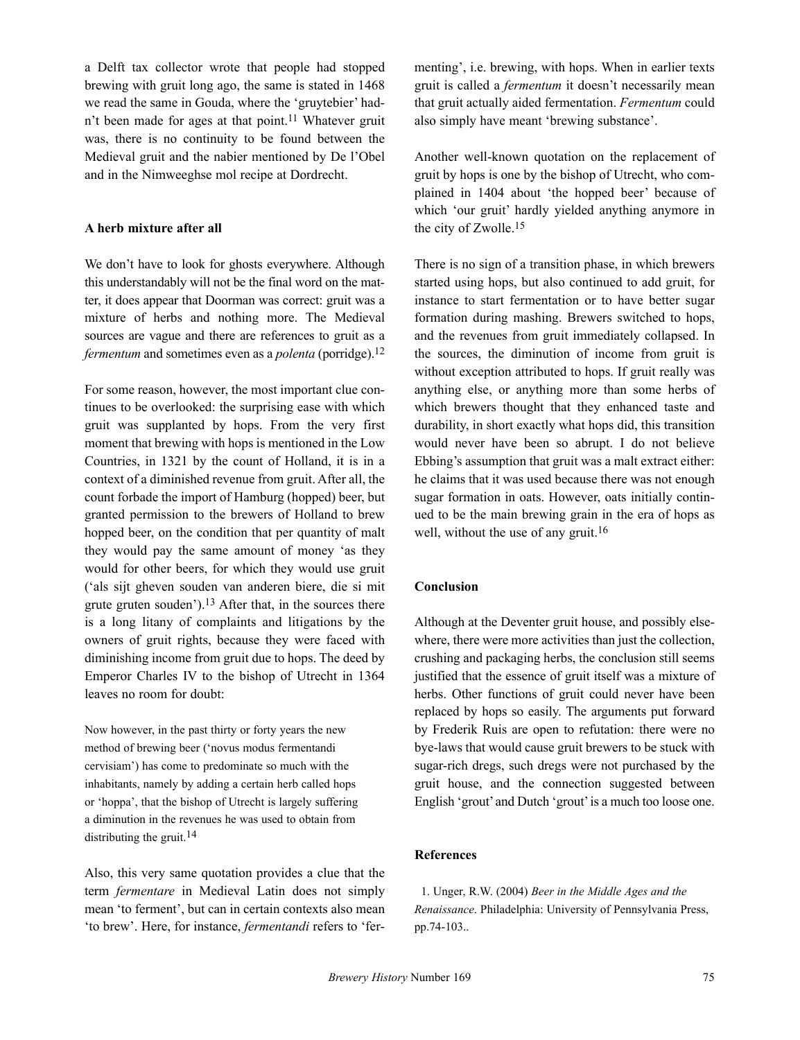a Delft tax collector wrote that people had stopped brewing with gruit long ago, the same is stated in 1468 we read the same in Gouda, where the 'gruytebier' hadn't been made for ages at that point.[11] Whatever gruit was, there is no continuity to be found between the Medieval gruit and the nabier mentioned by De l'Obel and in the Nimweeghse mol recipe at Dordrecht.

**A herb mixture after all**

We don't have to look for ghosts everywhere. Although this understandably will not be the final word on the matter, it does appear that Doorman was correct: gruit was a mixture of herbs and nothing more. The Medieval sources are vague and there are references to gruit as a *fermentum* and sometimes even as a *polenta* (porridge).[12]

For some reason, however, the most important clue continues to be overlooked: the surprising ease with which gruit was supplanted by hops. From the very first moment that brewing with hops is mentioned in the Low Countries, in 1321 by the count of Holland, it is in a context of a diminished revenue from gruit. After all, the count forbade the import of Hamburg (hopped) beer, but granted permission to the brewers of Holland to brew hopped beer, on the condition that per quantity of malt they would pay the same amount of money 'as they would for other beers, for which they would use gruit ('als sijt gheven souden van anderen biere, die si mit grute gruten souden').[13] After that, in the sources there is a long litany of complaints and litigations by the owners of gruit rights, because they were faced with diminishing income from gruit due to hops. The deed by Emperor Charles IV to the bishop of Utrecht in 1364 leaves no room for doubt:

> Now however, in the past thirty or forty years the new method of brewing beer ('novus modus fermentandi cervisiam') has come to predominate so much with the inhabitants, namely by adding a certain herb called hops or 'hoppa', that the bishop of Utrecht is largely suffering a diminution in the revenues he was used to obtain from distributing the gruit.[14]

Also, this very same quotation provides a clue that the term *fermentare* in Medieval Latin does not simply mean 'to ferment', but can in certain contexts also mean 'to brew'. Here, for instance, *fermentandi* refers to 'fermenting', i.e. brewing, with hops. When in earlier texts gruit is called a *fermentum* it doesn't necessarily mean that gruit actually aided fermentation. *Fermentum* could also simply have meant 'brewing substance'.

Another well-known quotation on the replacement of gruit by hops is one by the bishop of Utrecht, who complained in 1404 about 'the hopped beer' because of which 'our gruit' hardly yielded anything anymore in the city of Zwolle.[15]

There is no sign of a transition phase, in which brewers started using hops, but also continued to add gruit, for instance to start fermentation or to have better sugar formation during mashing. Brewers switched to hops, and the revenues from gruit immediately collapsed. In the sources, the diminution of income from gruit is without exception attributed to hops. If gruit really was anything else, or anything more than some herbs of which brewers thought that they enhanced taste and durability, in short exactly what hops did, this transition would never have been so abrupt. I do not believe Ebbing's assumption that gruit was a malt extract either: he claims that it was used because there was not enough sugar formation in oats. However, oats initially continued to be the main brewing grain in the era of hops as well, without the use of any gruit.[16]

**Conclusion**

Although at the Deventer gruit house, and possibly elsewhere, there were more activities than just the collection, crushing and packaging herbs, the conclusion still seems justified that the essence of gruit itself was a mixture of herbs. Other functions of gruit could never have been replaced by hops so easily. The arguments put forward by Frederik Ruis are open to refutation: there were no bye-laws that would cause gruit brewers to be stuck with sugar-rich dregs, such dregs were not purchased by the gruit house, and the connection suggested between English 'grout' and Dutch 'grout' is a much too loose one.

**References**

1. Unger, R.W. (2004) *Beer in the Middle Ages and the Renaissance*. Philadelphia: University of Pennsylvania Press, pp.74-103..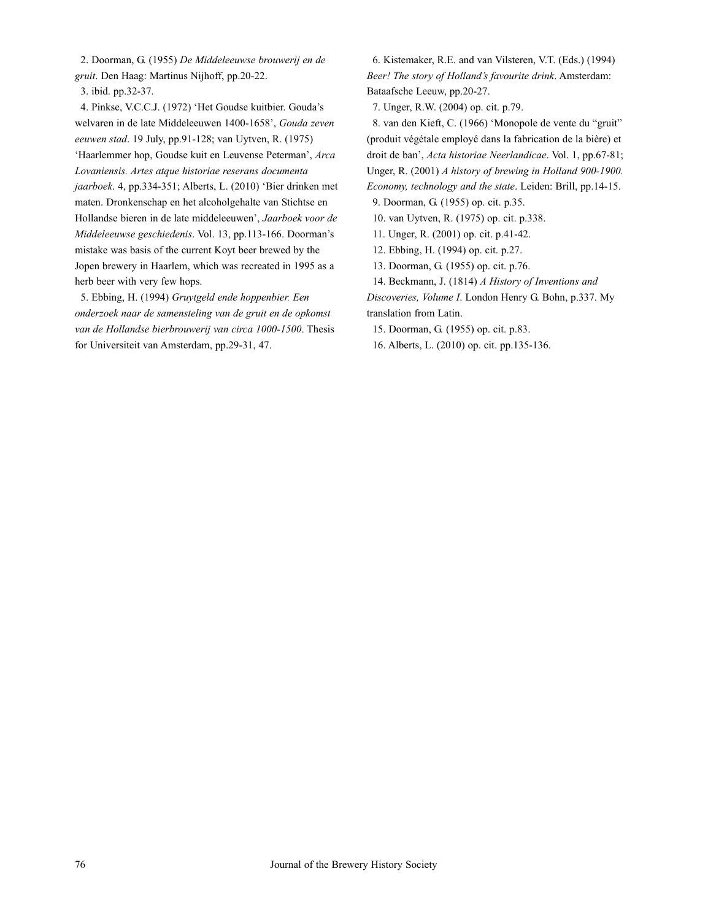2. Doorman, G. (1955) *De Middeleeuwse brouwerij en de gruit*. Den Haag: Martinus Nijhoff, pp.20-22.

3. ibid. pp.32-37.

4. Pinkse, V.C.C.J. (1972) 'Het Goudse kuitbier. Gouda's welvaren in de late Middeleeuwen 1400-1658', *Gouda zeven eeuwen stad*. 19 July, pp.91-128; van Uytven, R. (1975) 'Haarlemmer hop, Goudse kuit en Leuvense Peterman', *Arca Lovaniensis. Artes atque historiae reserans documenta jaarboek*. 4, pp.334-351; Alberts, L. (2010) 'Bier drinken met maten. Dronkenschap en het alcoholgehalte van Stichtse en Hollandse bieren in de late middeleeuwen', *Jaarboek voor de Middeleeuwse geschiedenis*. Vol. 13, pp.113-166. Doorman's mistake was basis of the current Koyt beer brewed by the Jopen brewery in Haarlem, which was recreated in 1995 as a herb beer with very few hops.

5. Ebbing, H. (1994) *Gruytgeld ende hoppenbier. Een onderzoek naar de samensteling van de gruit en de opkomst van de Hollandse bierbrouwerij van circa 1000-1500*. Thesis for Universiteit van Amsterdam, pp.29-31, 47.

6. Kistemaker, R.E. and van Vilsteren, V.T. (Eds.) (1994) *Beer! The story of Holland's favourite drink*. Amsterdam: Bataafsche Leeuw, pp.20-27.

7. Unger, R.W. (2004) op. cit. p.79.

8. van den Kieft, C. (1966) 'Monopole de vente du "gruit" (produit végétale employé dans la fabrication de la bière) et droit de ban', *Acta historiae Neerlandicae*. Vol. 1, pp.67-81; Unger, R. (2001) *A history of brewing in Holland 900-1900. Economy, technology and the state*. Leiden: Brill, pp.14-15.

9. Doorman, G. (1955) op. cit. p.35.

10. van Uytven, R. (1975) op. cit. p.338.

11. Unger, R. (2001) op. cit. p.41-42.

12. Ebbing, H. (1994) op. cit. p.27.

13. Doorman, G. (1955) op. cit. p.76.

14. Beckmann, J. (1814) *A History of Inventions and Discoveries, Volume I*. London Henry G. Bohn, p.337. My translation from Latin.

15. Doorman, G. (1955) op. cit. p.83.

16. Alberts, L. (2010) op. cit. pp.135-136.